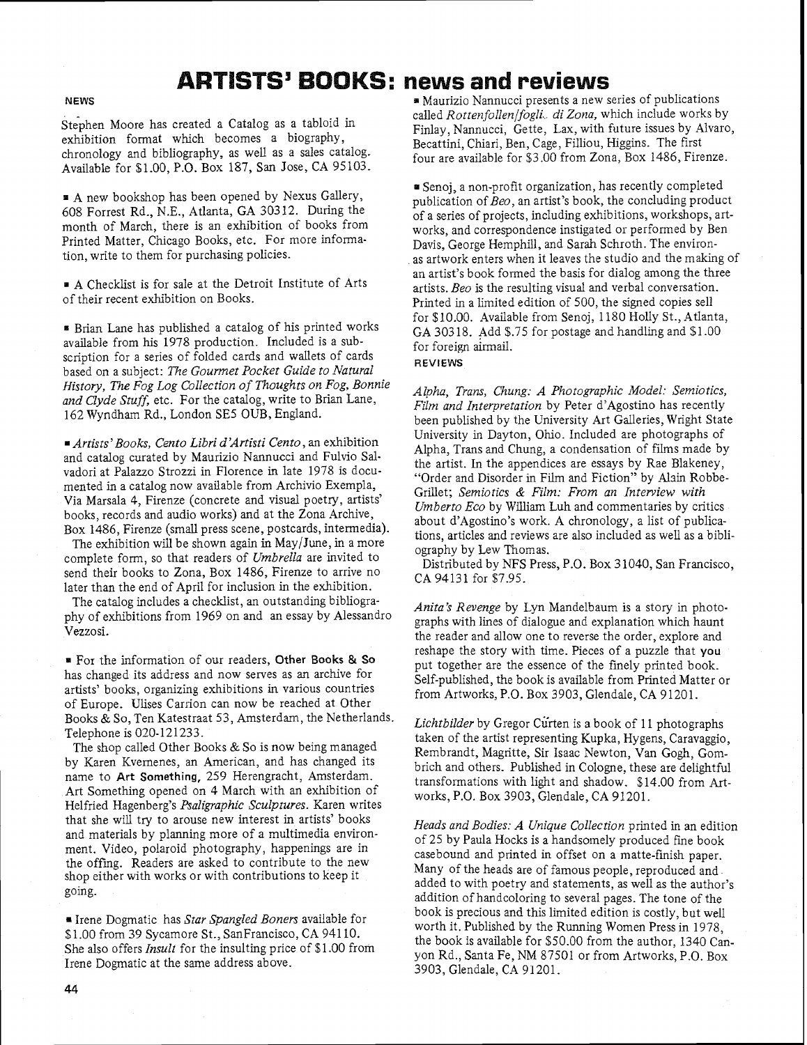# ARTISTS' BOOKS: news and reviews

## NEWS

Stephen Moore has created a Catalog as a tabloid in exhibition format which becomes a biography, chronology and bibliography, as well as a sales catalog. Available for $1.00, P.O. Box 187, San Jose, CA 95103.

■ A new bookshop has been opened by Nexus Gallery, 608 Forrest Rd., N.E., Atlanta, GA 30312. During the month of March, there is an exhibition of books from Printed Matter, Chicago Books, etc. For more information, write to them for purchasing policies.

■ A Checklist is for sale at the Detroit Institute of Arts of their recent exhibition on Books.

■ Brian Lane has published a catalog of his printed works available from his 1978 production. Included is a subscription for a series of folded cards and wallets of cards based on a subject: *The Gourmet Pocket Guide to Natural History, The Fog Log Collection of Thoughts on Fog, Bonnie and Clyde Stuff,* etc. For the catalog, write to Brian Lane, 162 Wyndham Rd., London SE5 OUB, England.

■ *Artists' Books, Cento Libri d'Artisti Cento*, an exhibition and catalog curated by Maurizio Nannucci and Fulvio Salvadori at Palazzo Strozzi in Florence in late 1978 is documented in a catalog now available from Archivio Exempla, Via Marsala 4, Firenze (concrete and visual poetry, artists' books, records and audio works) and at the Zona Archive, Box 1486, Firenze (small press scene, postcards, intermedia).

The exhibition will be shown again in May/June, in a more complete form, so that readers of *Umbrella* are invited to send their books to Zona, Box 1486, Firenze to arrive no later than the end of April for inclusion in the exhibition.

The catalog includes a checklist, an outstanding bibliography of exhibitions from 1969 on and an essay by Alessandro Vezzosi.

■ For the information of our readers, **Other Books & So** has changed its address and now serves as an archive for artists' books, organizing exhibitions in various countries of Europe. Ulises Carrion can now be reached at Other Books & So, Ten Katestraat 53, Amsterdam, the Netherlands. Telephone is 020-121233.

The shop called Other Books & So is now being managed by Karen Kvernenes, an American, and has changed its name to **Art Something**, 259 Herengracht, Amsterdam. Art Something opened on 4 March with an exhibition of Helfried Hagenberg's *Psaligraphic Sculptures*. Karen writes that she will try to arouse new interest in artists' books and materials by planning more of a multimedia environment. Video, polaroid photography, happenings are in the offing. Readers are asked to contribute to the new shop either with works or with contributions to keep it going.

■ Irene Dogmatic has *Star Spangled Boners* available for $1.00 from 39 Sycamore St., SanFrancisco, CA 94110. She also offers *Insult* for the insulting price of $1.00 from Irene Dogmatic at the same address above.

■ Maurizio Nannucci presents a new series of publications called *Rottenfollen/fogli.. di Zona,* which include works by Finlay, Nannucci, Gette, Lax, with future issues by Alvaro, Becattini, Chiari, Ben, Cage, Filliou, Higgins. The first four are available for $3.00 from Zona, Box 1486, Firenze.

■ Senoj, a non-profit organization, has recently completed publication of *Beo*, an artist's book, the concluding product of a series of projects, including exhibitions, workshops, artworks, and correspondence instigated or performed by Ben Davis, George Hemphill, and Sarah Schroth. The environ-as artwork enters when it leaves the studio and the making of an artist's book formed the basis for dialog among the three artists. *Beo* is the resulting visual and verbal conversation. Printed in a limited edition of 500, the signed copies sell for $10.00. Available from Senoj, 1180 Holly St., Atlanta, GA 30318. Add $.75 for postage and handling and $1.00 for foreign airmail.

## REVIEWS

*Alpha, Trans, Chung: A Photographic Model: Semiotics, Film and Interpretation* by Peter d'Agostino has recently been published by the University Art Galleries, Wright State University in Dayton, Ohio. Included are photographs of Alpha, Trans and Chung, a condensation of films made by the artist. In the appendices are essays by Rae Blakeney, "Order and Disorder in Film and Fiction" by Alain Robbe-Grillet; *Semiotics & Film: From an Interview with Umberto Eco* by William Luh and commentaries by critics about d'Agostino's work. A chronology, a list of publications, articles and reviews are also included as well as a bibliography by Lew Thomas.

Distributed by NFS Press, P.O. Box 31040, San Francisco, CA 94131 for $7.95.

*Anita's Revenge* by Lyn Mandelbaum is a story in photographs with lines of dialogue and explanation which haunt the reader and allow one to reverse the order, explore and reshape the story with time. Pieces of a puzzle that **you** put together are the essence of the finely printed book. Self-published, the book is available from Printed Matter or from Artworks, P.O. Box 3903, Glendale, CA 91201.

*Lichtbilder* by Gregor Cürten is a book of 11 photographs taken of the artist representing Kupka, Hygens, Caravaggio, Rembrandt, Magritte, Sir Isaac Newton, Van Gogh, Gombrich and others. Published in Cologne, these are delightful transformations with light and shadow. $14.00 from Artworks, P.O. Box 3903, Glendale, CA 91201.

*Heads and Bodies: A Unique Collection* printed in an edition of 25 by Paula Hocks is a handsomely produced fine book casebound and printed in offset on a matte-finish paper. Many of the heads are of famous people, reproduced and added to with poetry and statements, as well as the author's addition of handcoloring to several pages. The tone of the book is precious and this limited edition is costly, but well worth it. Published by the Running Women Press in 1978, the book is available for $50.00 from the author, 1340 Canyon Rd., Santa Fe, NM 87501 or from Artworks, P.O. Box 3903, Glendale, CA 91201.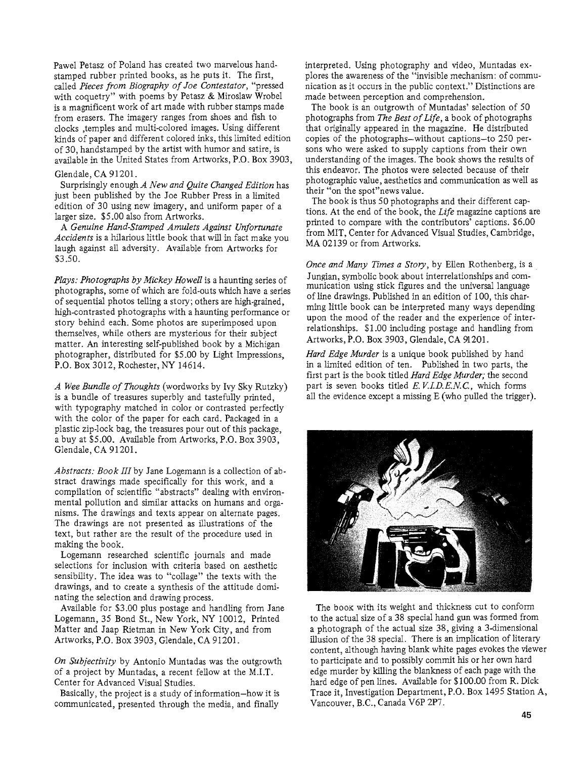Pawel Petasz of Poland has created two marvelous hand-stamped rubber printed books, as he puts it. The first, called *Pieces from Biography of Joe Contestator*, "pressed with coquetry" with poems by Petasz & Miroslaw Wrobel is a magnificent work of art made with rubber stamps made from erasers. The imagery ranges from shoes and fish to clocks ,temples and multi-colored images. Using different kinds of paper and different colored inks, this limited edition of 30, handstamped by the artist with humor and satire, is available in the United States from Artworks, P.O. Box 3903, Glendale, CA 91201.

Surprisingly enough *A New and Quite Changed Edition* has just been published by the Joe Rubber Press in a limited edition of 30 using new imagery, and uniform paper of a larger size. $5.00 also from Artworks.

*A Genuine Hand-Stamped Amulets Against Unfortunate Accidents* is a hilarious little book that will in fact make you laugh against all adversity. Available from Artworks for $3.50.

*Plays: Photographs by Mickey Howell* is a haunting series of photographs, some of which are fold-outs which have a series of sequential photos telling a story; others are high-grained, high-contrasted photographs with a haunting performance or story behind each. Some photos are superimposed upon themselves, while others are mysterious for their subject matter. An interesting self-published book by a Michigan photographer, distributed for $5.00 by Light Impressions, P.O. Box 3012, Rochester, NY 14614.

*A Wee Bundle of Thoughts* (wordworks by Ivy Sky Rutzky) is a bundle of treasures superbly and tastefully printed, with typography matched in color or contrasted perfectly with the color of the paper for each card. Packaged in a plastic zip-lock bag, the treasures pour out of this package, a buy at $5.00. Available from Artworks, P.O. Box 3903, Glendale, CA 91201.

*Abstracts: Book III* by Jane Logemann is a collection of abstract drawings made specifically for this work, and a compilation of scientific "abstracts" dealing with environmental pollution and similar attacks on humans and organisms. The drawings and texts appear on alternate pages. The drawings are not presented as illustrations of the text, but rather are the result of the procedure used in making the book.

Logemann researched scientific journals and made selections for inclusion with criteria based on aesthetic sensibility. The idea was to "collage" the texts with the drawings, and to create a synthesis of the attitude dominating the selection and drawing process.

Available for $3.00 plus postage and handling from Jane Logemann, 35 Bond St., New York, NY 10012, Printed Matter and Jaap Rietman in New York City, and from Artworks, P.O. Box 3903, Glendale, CA 91201.

*On Subjectivity* by Antonio Muntadas was the outgrowth of a project by Muntadas, a recent fellow at the M.I.T. Center for Advanced Visual Studies.

Basically, the project is a study of information–how it is communicated, presented through the media, and finally interpreted. Using photography and video, Muntadas explores the awareness of the "invisible mechanism: of communication as it occurs in the public context." Distinctions are made between perception and comprehension.

The book is an outgrowth of Muntadas' selection of 50 photographs from *The Best of Life*, a book of photographs that originally appeared in the magazine. He distributed copies of the photographs–without captions–to 250 persons who were asked to supply captions from their own understanding of the images. The book shows the results of this endeavor. The photos were selected because of their photographic value, aesthetics and communication as well as their "on the spot"news value.

The book is thus 50 photographs and their different captions. At the end of the book, the *Life* magazine captions are printed to compare with the contributors' captions. $6.00 from MIT, Center for Advanced Visual Studies, Cambridge, MA 02139 or from Artworks.

*Once and Many Times a Story*, by Ellen Rothenberg, is a Jungian, symbolic book about interrelationships and communication using stick figures and the universal language of line drawings. Published in an edition of 100, this charming little book can be interpreted many ways depending upon the mood of the reader and the experience of interrelationships. $1.00 including postage and handling from Artworks, P.O. Box 3903, Glendale, CA 91201.

*Hard Edge Murder* is a unique book published by hand in a limited edition of ten. Published in two parts, the first part is the book titled *Hard Edge Murder;* the second part is seven books titled *E.V.I.D.E.N.C.*, which forms all the evidence except a missing E (who pulled the trigger).

The book with its weight and thickness cut to conform to the actual size of a 38 special hand gun was formed from a photograph of the actual size 38, giving a 3-dimensional illusion of the 38 special. There is an implication of literary content, although having blank white pages evokes the viewer to participate and to possibly commit his or her own hard edge murder by killing the blankness of each page with the hard edge of pen lines. Available for $100.00 from R. Dick Trace it, Investigation Department, P.O. Box 1495 Station A, Vancouver, B.C., Canada V6P 2P7.